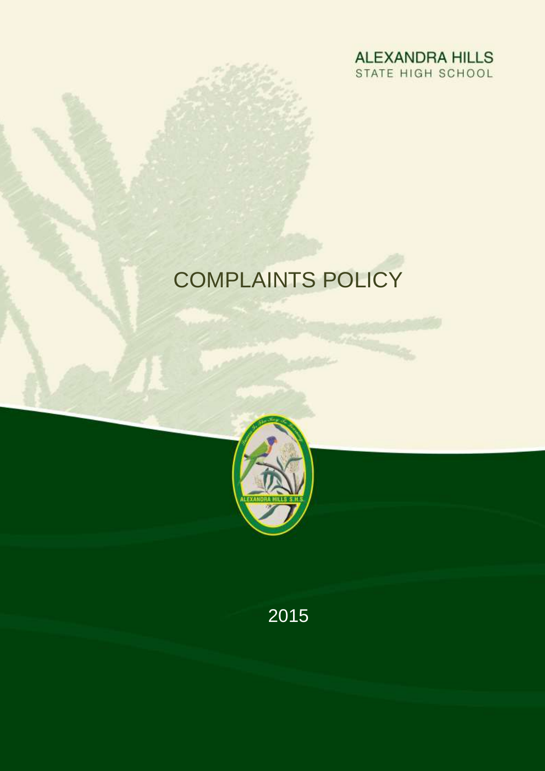ALEXANDRA HILLS
STATE HIGH SCHOOL

# COMPLAINTS POLICY

2015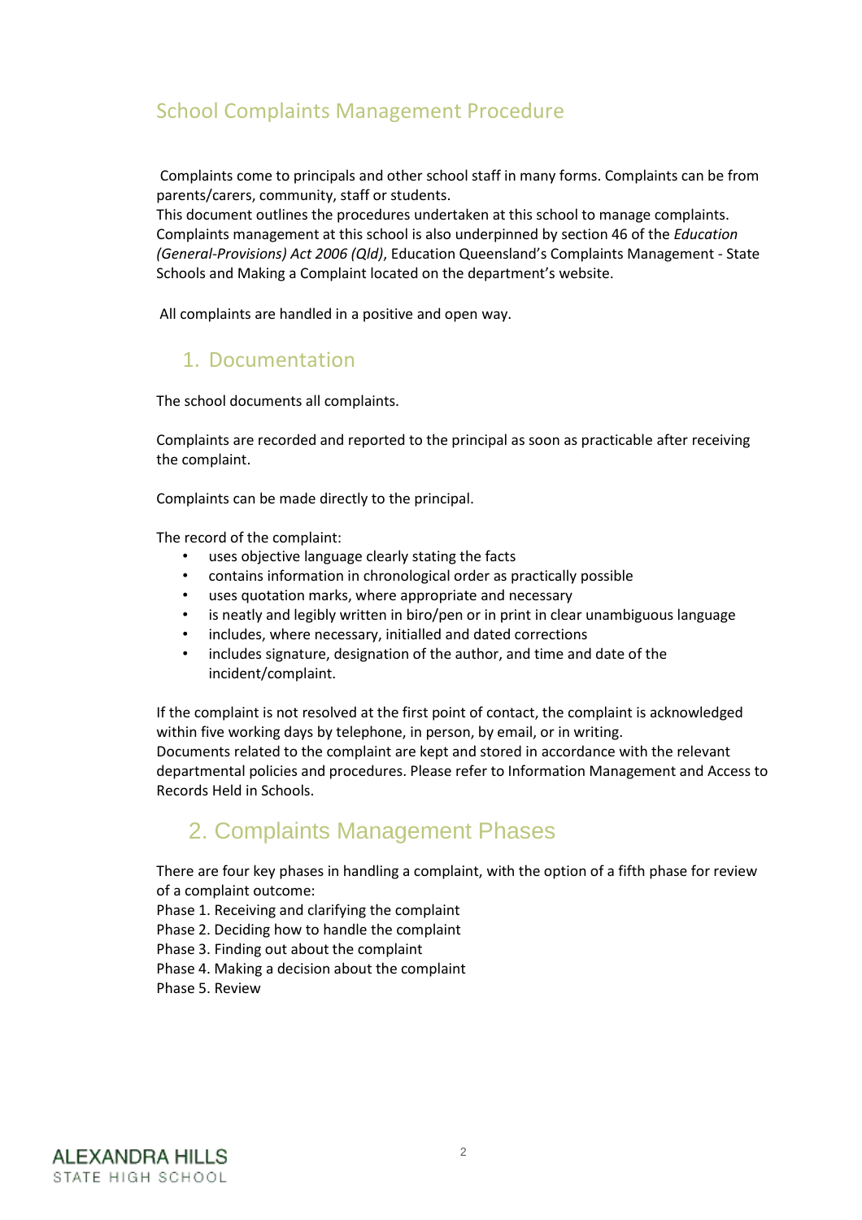# School Complaints Management Procedure

Complaints come to principals and other school staff in many forms. Complaints can be from parents/carers, community, staff or students.

This document outlines the procedures undertaken at this school to manage complaints. Complaints management at this school is also underpinned by section 46 of the *Education (General-Provisions) Act 2006 (Qld)*, Education Queensland's Complaints Management - State Schools and Making a Complaint located on the department's website.

All complaints are handled in a positive and open way.

## 1. Documentation

The school documents all complaints.

Complaints are recorded and reported to the principal as soon as practicable after receiving the complaint.

Complaints can be made directly to the principal.

The record of the complaint:

- uses objective language clearly stating the facts
- contains information in chronological order as practically possible
- uses quotation marks, where appropriate and necessary
- is neatly and legibly written in biro/pen or in print in clear unambiguous language
- includes, where necessary, initialled and dated corrections
- includes signature, designation of the author, and time and date of the incident/complaint.

If the complaint is not resolved at the first point of contact, the complaint is acknowledged within five working days by telephone, in person, by email, or in writing.

Documents related to the complaint are kept and stored in accordance with the relevant departmental policies and procedures. Please refer to Information Management and Access to Records Held in Schools.

## 2. Complaints Management Phases

There are four key phases in handling a complaint, with the option of a fifth phase for review of a complaint outcome:

Phase 1. Receiving and clarifying the complaint
Phase 2. Deciding how to handle the complaint
Phase 3. Finding out about the complaint
Phase 4. Making a decision about the complaint
Phase 5. Review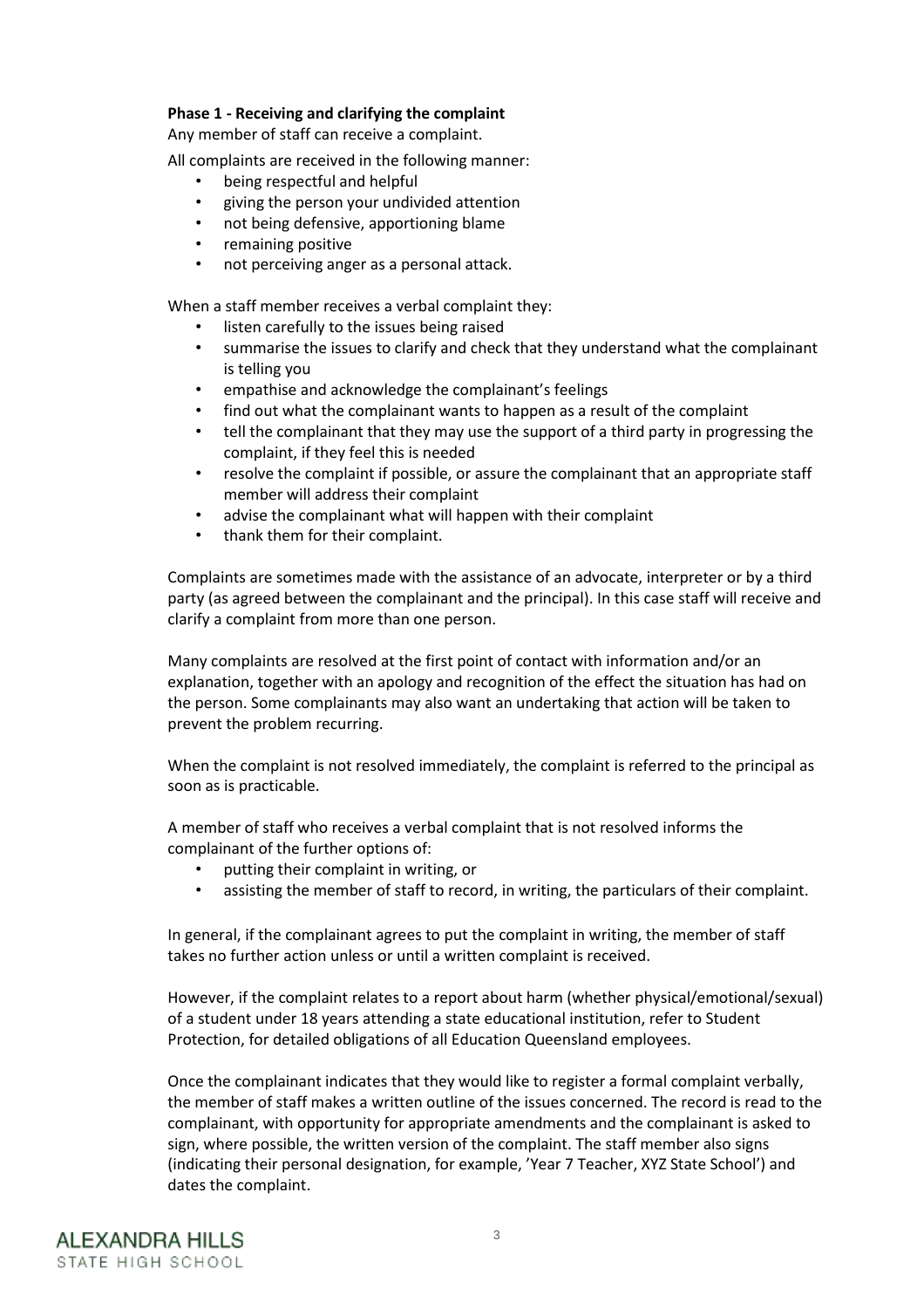**Phase 1 - Receiving and clarifying the complaint**

Any member of staff can receive a complaint.

All complaints are received in the following manner:

- being respectful and helpful
- giving the person your undivided attention
- not being defensive, apportioning blame
- remaining positive
- not perceiving anger as a personal attack.

When a staff member receives a verbal complaint they:

- listen carefully to the issues being raised
- summarise the issues to clarify and check that they understand what the complainant is telling you
- empathise and acknowledge the complainant's feelings
- find out what the complainant wants to happen as a result of the complaint
- tell the complainant that they may use the support of a third party in progressing the complaint, if they feel this is needed
- resolve the complaint if possible, or assure the complainant that an appropriate staff member will address their complaint
- advise the complainant what will happen with their complaint
- thank them for their complaint.

Complaints are sometimes made with the assistance of an advocate, interpreter or by a third party (as agreed between the complainant and the principal). In this case staff will receive and clarify a complaint from more than one person.

Many complaints are resolved at the first point of contact with information and/or an explanation, together with an apology and recognition of the effect the situation has had on the person. Some complainants may also want an undertaking that action will be taken to prevent the problem recurring.

When the complaint is not resolved immediately, the complaint is referred to the principal as soon as is practicable.

A member of staff who receives a verbal complaint that is not resolved informs the complainant of the further options of:

- putting their complaint in writing, or
- assisting the member of staff to record, in writing, the particulars of their complaint.

In general, if the complainant agrees to put the complaint in writing, the member of staff takes no further action unless or until a written complaint is received.

However, if the complaint relates to a report about harm (whether physical/emotional/sexual) of a student under 18 years attending a state educational institution, refer to Student Protection, for detailed obligations of all Education Queensland employees.

Once the complainant indicates that they would like to register a formal complaint verbally, the member of staff makes a written outline of the issues concerned. The record is read to the complainant, with opportunity for appropriate amendments and the complainant is asked to sign, where possible, the written version of the complaint. The staff member also signs (indicating their personal designation, for example, 'Year 7 Teacher, XYZ State School') and dates the complaint.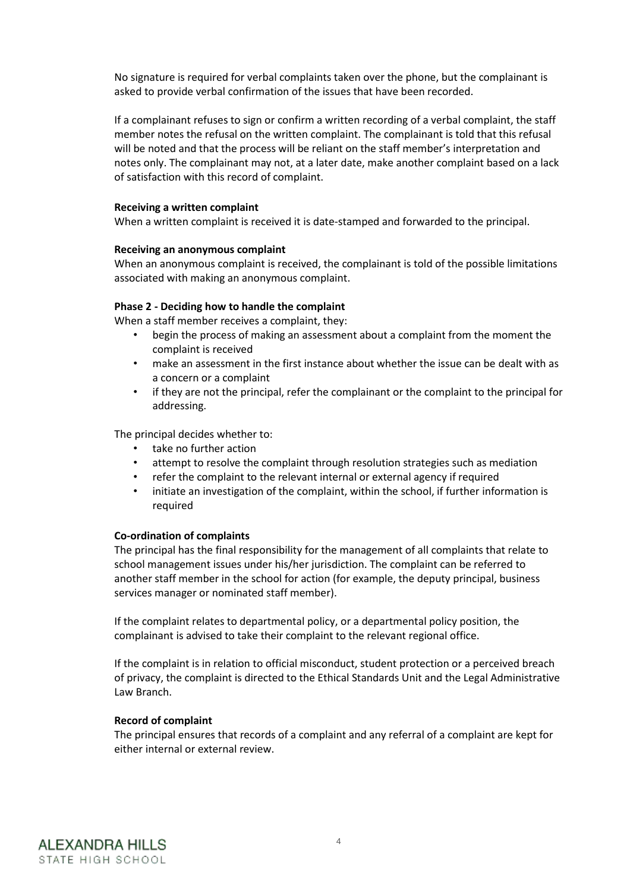No signature is required for verbal complaints taken over the phone, but the complainant is asked to provide verbal confirmation of the issues that have been recorded.

If a complainant refuses to sign or confirm a written recording of a verbal complaint, the staff member notes the refusal on the written complaint. The complainant is told that this refusal will be noted and that the process will be reliant on the staff member's interpretation and notes only. The complainant may not, at a later date, make another complaint based on a lack of satisfaction with this record of complaint.

**Receiving a written complaint**

When a written complaint is received it is date-stamped and forwarded to the principal.

**Receiving an anonymous complaint**

When an anonymous complaint is received, the complainant is told of the possible limitations associated with making an anonymous complaint.

**Phase 2 - Deciding how to handle the complaint**

When a staff member receives a complaint, they:

- begin the process of making an assessment about a complaint from the moment the complaint is received
- make an assessment in the first instance about whether the issue can be dealt with as a concern or a complaint
- if they are not the principal, refer the complainant or the complaint to the principal for addressing.

The principal decides whether to:

- take no further action
- attempt to resolve the complaint through resolution strategies such as mediation
- refer the complaint to the relevant internal or external agency if required
- initiate an investigation of the complaint, within the school, if further information is required

**Co-ordination of complaints**

The principal has the final responsibility for the management of all complaints that relate to school management issues under his/her jurisdiction. The complaint can be referred to another staff member in the school for action (for example, the deputy principal, business services manager or nominated staff member).

If the complaint relates to departmental policy, or a departmental policy position, the complainant is advised to take their complaint to the relevant regional office.

If the complaint is in relation to official misconduct, student protection or a perceived breach of privacy, the complaint is directed to the Ethical Standards Unit and the Legal Administrative Law Branch.

**Record of complaint**

The principal ensures that records of a complaint and any referral of a complaint are kept for either internal or external review.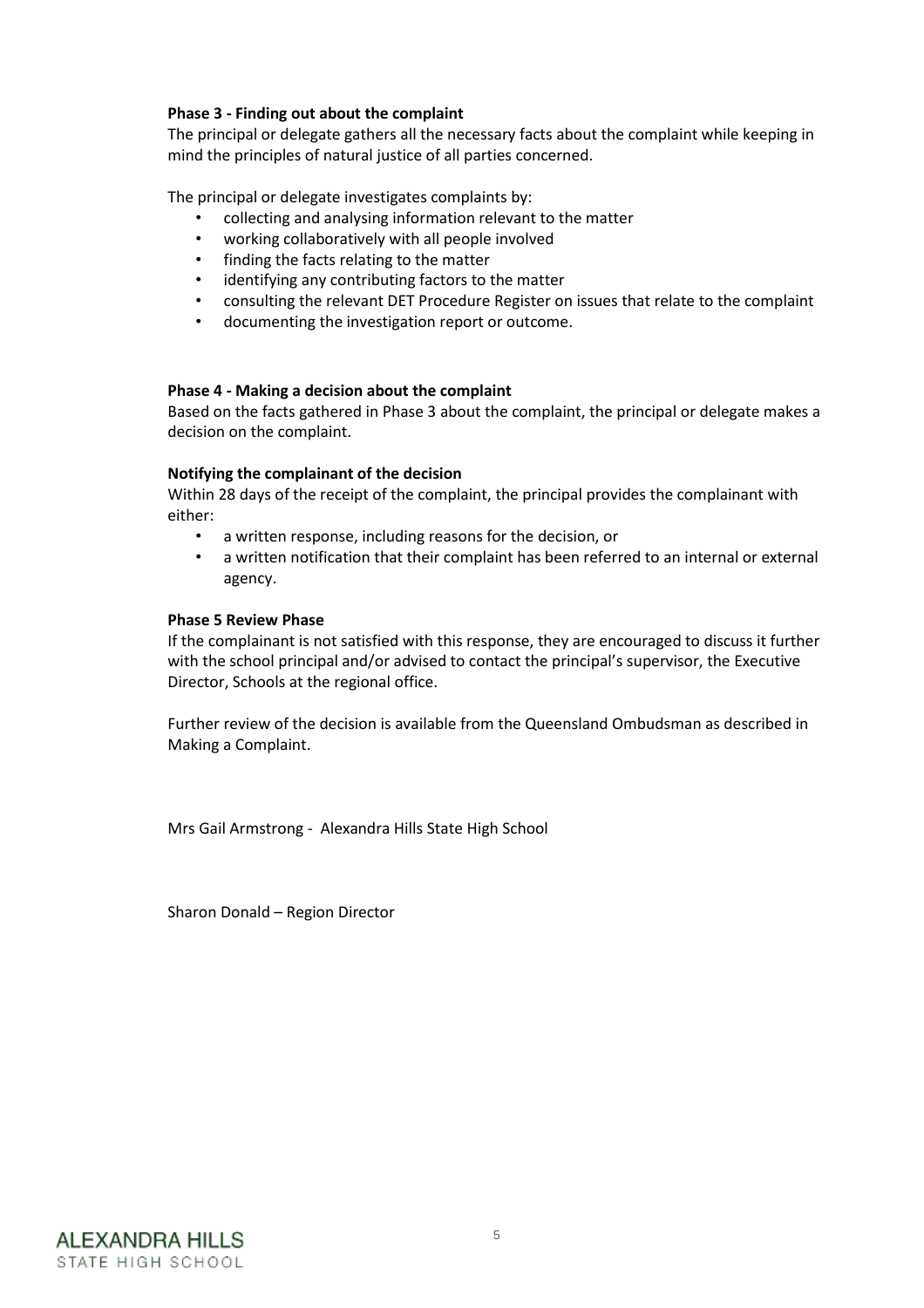**Phase 3 - Finding out about the complaint**

The principal or delegate gathers all the necessary facts about the complaint while keeping in mind the principles of natural justice of all parties concerned.

The principal or delegate investigates complaints by:

- collecting and analysing information relevant to the matter
- working collaboratively with all people involved
- finding the facts relating to the matter
- identifying any contributing factors to the matter
- consulting the relevant DET Procedure Register on issues that relate to the complaint
- documenting the investigation report or outcome.

**Phase 4 - Making a decision about the complaint**

Based on the facts gathered in Phase 3 about the complaint, the principal or delegate makes a decision on the complaint.

**Notifying the complainant of the decision**

Within 28 days of the receipt of the complaint, the principal provides the complainant with either:

- a written response, including reasons for the decision, or
- a written notification that their complaint has been referred to an internal or external agency.

**Phase 5 Review Phase**

If the complainant is not satisfied with this response, they are encouraged to discuss it further with the school principal and/or advised to contact the principal's supervisor, the Executive Director, Schools at the regional office.

Further review of the decision is available from the Queensland Ombudsman as described in Making a Complaint.

Mrs Gail Armstrong - Alexandra Hills State High School

Sharon Donald – Region Director